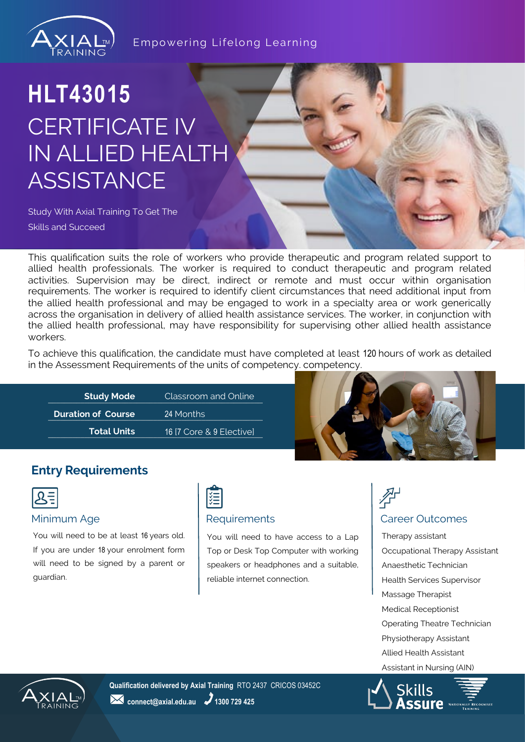Empowering Lifelong Learning

# HLT43015

# CERTIFICATE IV IN ALLIED HEALTH ASSISTANCE

Study With Axial Training To Get The Skills and Succeed

This qualification suits the role of workers who provide therapeutic and program related support to allied health professionals. The worker is required to conduct therapeutic and program related activities. Supervision may be direct, indirect or remote and must occur within organisation requirements. The worker is required to identify client circumstances that need additional input from the allied health professional and may be engaged to work in a specialty area or work generically across the organisation in delivery of allied health assistance services. The worker, in conjunction with the allied health professional, may have responsibility for supervising other allied health assistance workers.

To achieve this qualification, the candidate must have completed at least 120 hours of work as detailed in the Assessment Requirements of the units of competency. competency.

| | |
|---|---|
| **Study Mode** | Classroom and Online |
| **Duration of Course** | 24 Months |
| **Total Units** | 16 [7 Core & 9 Elective] |

## Entry Requirements

### Minimum Age

You will need to be at least 16 years old. If you are under 18 your enrolment form will need to be signed by a parent or guardian.

### Requirements

You will need to have access to a Lap Top or Desk Top Computer with working speakers or headphones and a suitable, reliable internet connection.

### Career Outcomes

- Therapy assistant
- Occupational Therapy Assistant
- Anaesthetic Technician
- Health Services Supervisor
- Massage Therapist
- Medical Receptionist
- Operating Theatre Technician
- Physiotherapy Assistant
- Allied Health Assistant
- Assistant in Nursing (AIN)

**Qualification delivered by Axial Training** RTO 2437 CRICOS 03452C

**connect@axial.edu.au** **1300 729 425**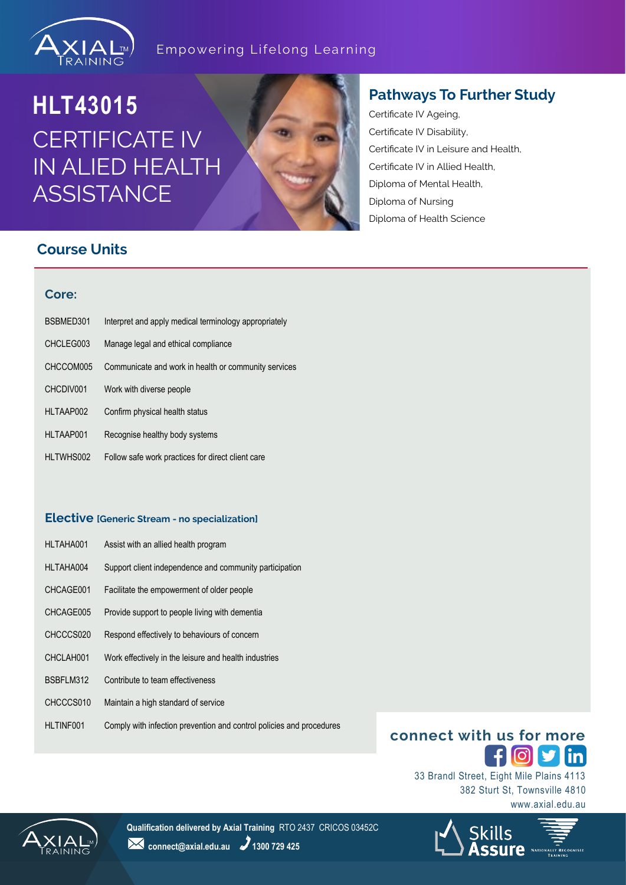Empowering Lifelong Learning

# HLT43015 CERTIFICATE IV IN ALIED HEALTH ASSISTANCE

## Pathways To Further Study

Certificate IV Ageing,
Certificate IV Disability,
Certificate IV in Leisure and Health,
Certificate IV in Allied Health,
Diploma of Mental Health,
Diploma of Nursing
Diploma of Health Science

## Course Units

### Core:

| | |
|---|---|
| BSBMED301 | Interpret and apply medical terminology appropriately |
| CHCLEG003 | Manage legal and ethical compliance |
| CHCCOM005 | Communicate and work in health or community services |
| CHCDIV001 | Work with diverse people |
| HLTAAP002 | Confirm physical health status |
| HLTAAP001 | Recognise healthy body systems |
| HLTWHS002 | Follow safe work practices for direct client care |

### Elective [Generic Stream - no specialization]

| | |
|---|---|
| HLTAHA001 | Assist with an allied health program |
| HLTAHA004 | Support client independence and community participation |
| CHCAGE001 | Facilitate the empowerment of older people |
| CHCAGE005 | Provide support to people living with dementia |
| CHCCCS020 | Respond effectively to behaviours of concern |
| CHCLAH001 | Work effectively in the leisure and health industries |
| BSBFLM312 | Contribute to team effectiveness |
| CHCCCS010 | Maintain a high standard of service |
| HLTINF001 | Comply with infection prevention and control policies and procedures |

**connect with us for more**

33 Brandl Street, Eight Mile Plains 4113
382 Sturt St, Townsville 4810
www.axial.edu.au

**Qualification delivered by Axial Training** RTO 2437 CRICOS 03452C
**connect@axial.edu.au** **1300 729 425**